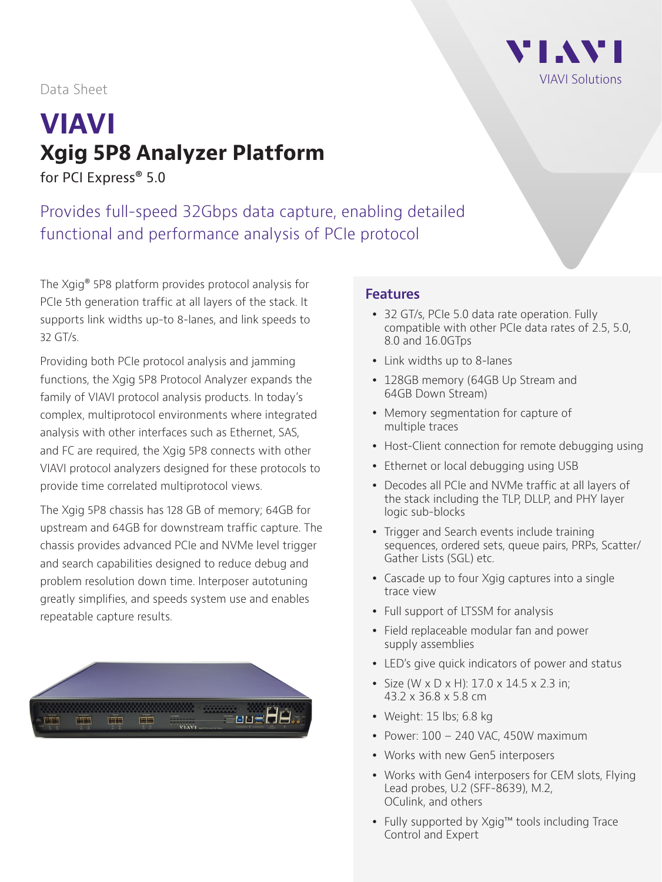Data Sheet

# VIAVI

## Xgig 5P8 Analyzer Platform

for PCI Express® 5.0

Provides full-speed 32Gbps data capture, enabling detailed functional and performance analysis of PCIe protocol

The Xgig® 5P8 platform provides protocol analysis for PCIe 5th generation traffic at all layers of the stack. It supports link widths up-to 8-lanes, and link speeds to 32 GT/s.

Providing both PCIe protocol analysis and jamming functions, the Xgig 5P8 Protocol Analyzer expands the family of VIAVI protocol analysis products. In today's complex, multiprotocol environments where integrated analysis with other interfaces such as Ethernet, SAS, and FC are required, the Xgig 5P8 connects with other VIAVI protocol analyzers designed for these protocols to provide time correlated multiprotocol views.

The Xgig 5P8 chassis has 128 GB of memory; 64GB for upstream and 64GB for downstream traffic capture. The chassis provides advanced PCIe and NVMe level trigger and search capabilities designed to reduce debug and problem resolution down time. Interposer autotuning greatly simplifies, and speeds system use and enables repeatable capture results.

### Features

- 32 GT/s, PCIe 5.0 data rate operation. Fully compatible with other PCIe data rates of 2.5, 5.0, 8.0 and 16.0GTps
- Link widths up to 8-lanes
- 128GB memory (64GB Up Stream and 64GB Down Stream)
- Memory segmentation for capture of multiple traces
- Host-Client connection for remote debugging using
- Ethernet or local debugging using USB
- Decodes all PCIe and NVMe traffic at all layers of the stack including the TLP, DLLP, and PHY layer logic sub-blocks
- Trigger and Search events include training sequences, ordered sets, queue pairs, PRPs, Scatter/Gather Lists (SGL) etc.
- Cascade up to four Xgig captures into a single trace view
- Full support of LTSSM for analysis
- Field replaceable modular fan and power supply assemblies
- LED's give quick indicators of power and status
- Size (W x D x H): 17.0 x 14.5 x 2.3 in; 43.2 x 36.8 x 5.8 cm
- Weight: 15 lbs; 6.8 kg
- Power: 100 – 240 VAC, 450W maximum
- Works with new Gen5 interposers
- Works with Gen4 interposers for CEM slots, Flying Lead probes, U.2 (SFF-8639), M.2, OCulink, and others
- Fully supported by Xgig™ tools including Trace Control and Expert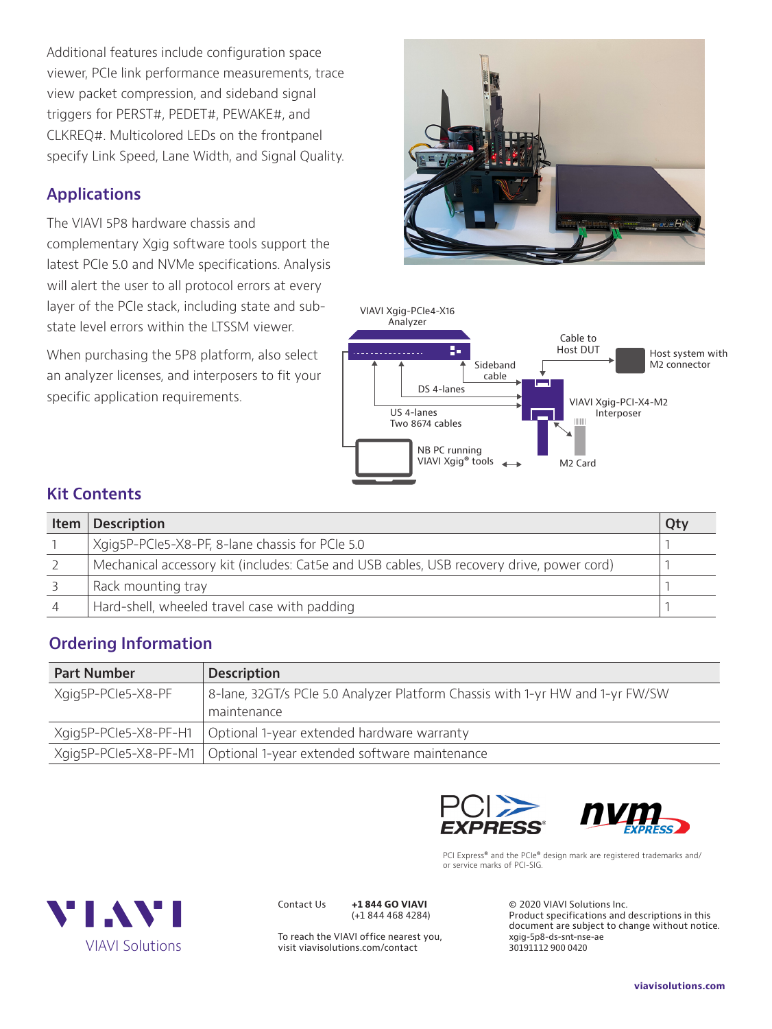Additional features include configuration space viewer, PCIe link performance measurements, trace view packet compression, and sideband signal triggers for PERST#, PEDET#, PEWAKE#, and CLKREQ#. Multicolored LEDs on the frontpanel specify Link Speed, Lane Width, and Signal Quality.

## Applications

The VIAVI 5P8 hardware chassis and complementary Xgig software tools support the latest PCIe 5.0 and NVMe specifications. Analysis will alert the user to all protocol errors at every layer of the PCIe stack, including state and sub-state level errors within the LTSSM viewer.

When purchasing the 5P8 platform, also select an analyzer licenses, and interposers to fit your specific application requirements.

VIAVI Xgig-PCIe4-X16 Analyzer

Cable to Host DUT

Host system with M2 connector

Sideband cable

DS 4-lanes

VIAVI Xgig-PCI-X4-M2 Interposer

US 4-lanes
Two 8674 cables

NB PC running VIAVI Xgig® tools

M2 Card

## Kit Contents

| Item | Description | Qty |
|---|---|---|
| 1 | Xgig5P-PCIe5-X8-PF, 8-lane chassis for PCIe 5.0 | 1 |
| 2 | Mechanical accessory kit (includes: Cat5e and USB cables, USB recovery drive, power cord) | 1 |
| 3 | Rack mounting tray | 1 |
| 4 | Hard-shell, wheeled travel case with padding | 1 |

## Ordering Information

| Part Number | Description |
|---|---|
| Xgig5P-PCIe5-X8-PF | 8-lane, 32GT/s PCIe 5.0 Analyzer Platform Chassis with 1-yr HW and 1-yr FW/SW maintenance |
| Xgig5P-PCIe5-X8-PF-H1 | Optional 1-year extended hardware warranty |
| Xgig5P-PCIe5-X8-PF-M1 | Optional 1-year extended software maintenance |

PCI Express® and the PCIe® design mark are registered trademarks and/or service marks of PCI-SIG.

VIAVI Solutions

Contact Us **+1 844 GO VIAVI**
(+1 844 468 4284)

To reach the VIAVI office nearest you, visit viavisolutions.com/contact

© 2020 VIAVI Solutions Inc.
Product specifications and descriptions in this document are subject to change without notice.
xgig-5p8-ds-snt-nse-ae
30191112 900 0420

**viavisolutions.com**